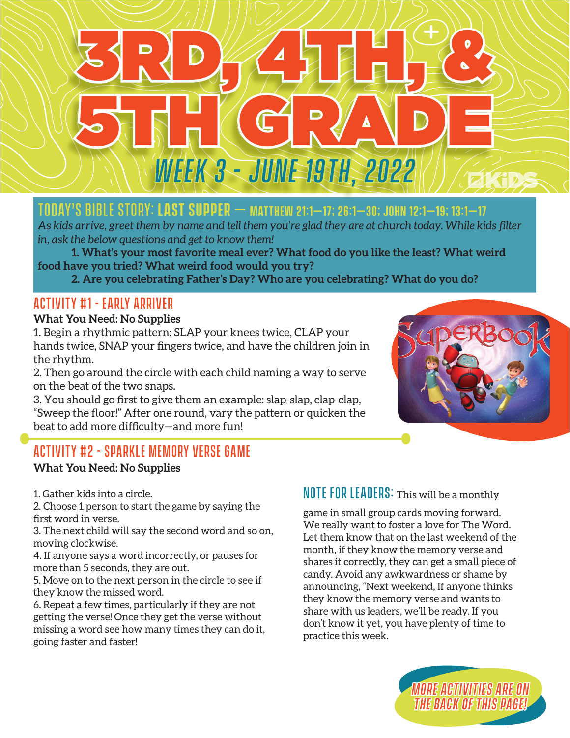# 3RD, 4TH, & 5TH GRADE

## WEEK 3 - JUNE 19TH, 2022

## TODAY'S BIBLE STORY: LAST SUPPER — MATTHEW 21:1–17; 26:1–30; JOHN 12:1–19; 13:1–17

*As kids arrive, greet them by name and tell them you're glad they are at church today. While kids filter in, ask the below questions and get to know them!*

**1. What's your most favorite meal ever? What food do you like the least? What weird food have you tried? What weird food would you try?**

**2. Are you celebrating Father's Day? Who are you celebrating? What do you do?**

## ACTIVITY #1 - EARLY ARRIVER

**What You Need: No Supplies**

1. Begin a rhythmic pattern: SLAP your knees twice, CLAP your hands twice, SNAP your fingers twice, and have the children join in the rhythm.
2. Then go around the circle with each child naming a way to serve on the beat of the two snaps.
3. You should go first to give them an example: slap-slap, clap-clap, "Sweep the floor!" After one round, vary the pattern or quicken the beat to add more difficulty—and more fun!

## ACTIVITY #2 - SPARKLE MEMORY VERSE GAME

**What You Need: No Supplies**

1. Gather kids into a circle.
2. Choose 1 person to start the game by saying the first word in verse.
3. The next child will say the second word and so on, moving clockwise.
4. If anyone says a word incorrectly, or pauses for more than 5 seconds, they are out.
5. Move on to the next person in the circle to see if they know the missed word.
6. Repeat a few times, particularly if they are not getting the verse! Once they get the verse without missing a word see how many times they can do it, going faster and faster!

**NOTE FOR LEADERS:** This will be a monthly game in small group cards moving forward. We really want to foster a love for The Word. Let them know that on the last weekend of the month, if they know the memory verse and shares it correctly, they can get a small piece of candy. Avoid any awkwardness or shame by announcing, "Next weekend, if anyone thinks they know the memory verse and wants to share with us leaders, we'll be ready. If you don't know it yet, you have plenty of time to practice this week.

MORE ACTIVITIES ARE ON THE BACK OF THIS PAGE!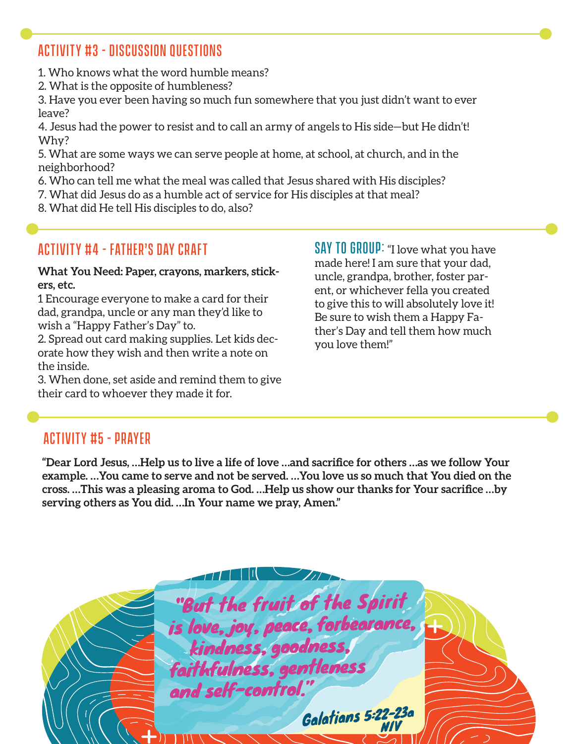## ACTIVITY #3 - DISCUSSION QUESTIONS

1. Who knows what the word humble means?
2. What is the opposite of humbleness?
3. Have you ever been having so much fun somewhere that you just didn't want to ever leave?
4. Jesus had the power to resist and to call an army of angels to His side—but He didn't! Why?
5. What are some ways we can serve people at home, at school, at church, and in the neighborhood?
6. Who can tell me what the meal was called that Jesus shared with His disciples?
7. What did Jesus do as a humble act of service for His disciples at that meal?
8. What did He tell His disciples to do, also?

## ACTIVITY #4 - FATHER'S DAY CRAFT

**What You Need: Paper, crayons, markers, stickers, etc.**

1 Encourage everyone to make a card for their dad, grandpa, uncle or any man they'd like to wish a "Happy Father's Day" to.
2. Spread out card making supplies. Let kids decorate how they wish and then write a note on the inside.
3. When done, set aside and remind them to give their card to whoever they made it for.

**SAY TO GROUP:** "I love what you have made here! I am sure that your dad, uncle, grandpa, brother, foster parent, or whichever fella you created to give this to will absolutely love it! Be sure to wish them a Happy Father's Day and tell them how much you love them!"

## ACTIVITY #5 - PRAYER

**"Dear Lord Jesus, …Help us to live a life of love …and sacrifice for others …as we follow Your example. …You came to serve and not be served. …You love us so much that You died on the cross. …This was a pleasing aroma to God. …Help us show our thanks for Your sacrifice …by serving others as You did. …In Your name we pray, Amen."**

*"But the fruit of the Spirit is love, joy, peace, forbearance, kindness, goodness, faithfulness, gentleness and self-control."*

Galatians 5:22-23a NIV